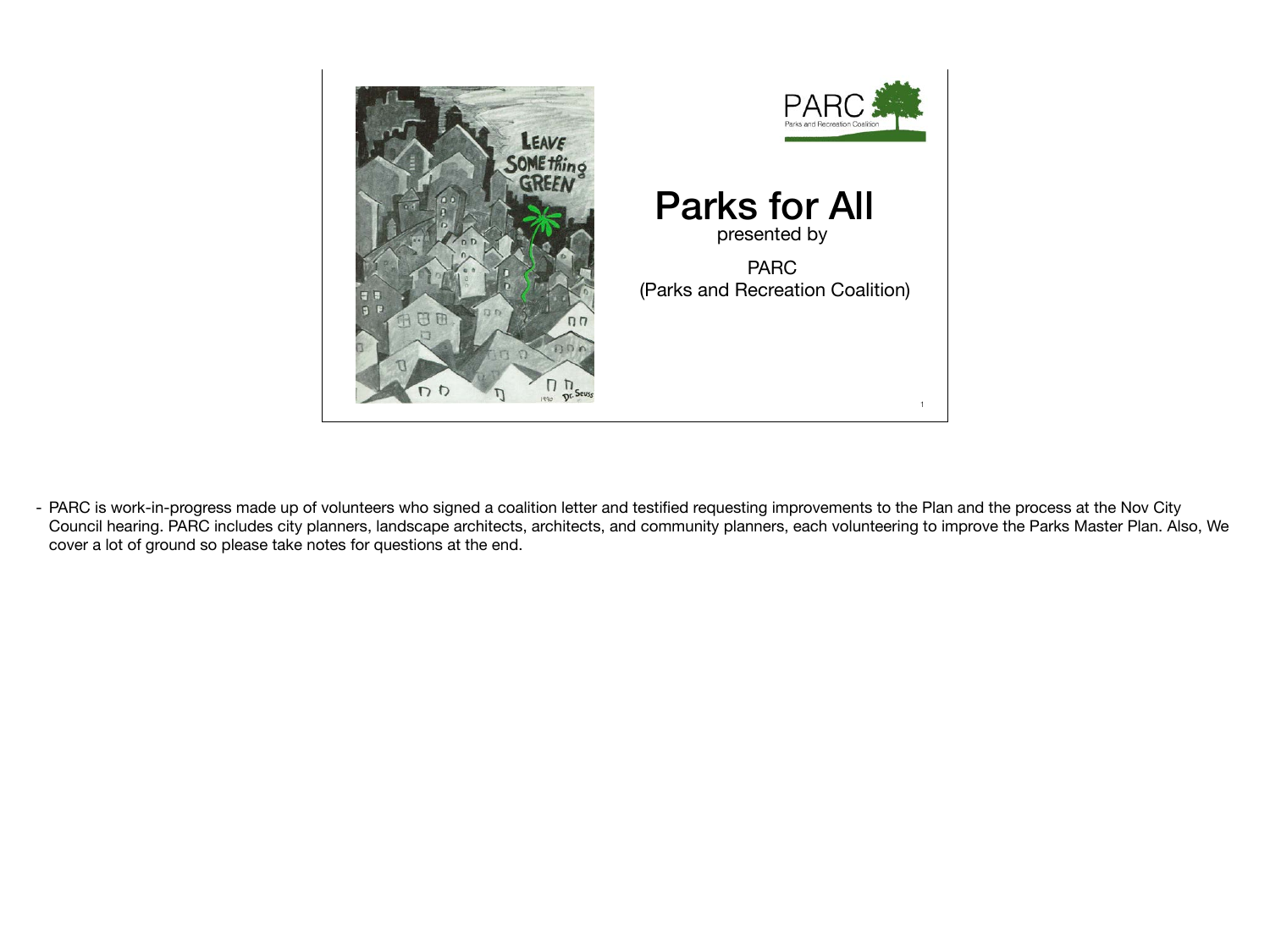# Parks for All

presented by

PARC
(Parks and Recreation Coalition)

- PARC is work-in-progress made up of volunteers who signed a coalition letter and testified requesting improvements to the Plan and the process at the Nov City Council hearing. PARC includes city planners, landscape architects, architects, and community planners, each volunteering to improve the Parks Master Plan. Also, We cover a lot of ground so please take notes for questions at the end.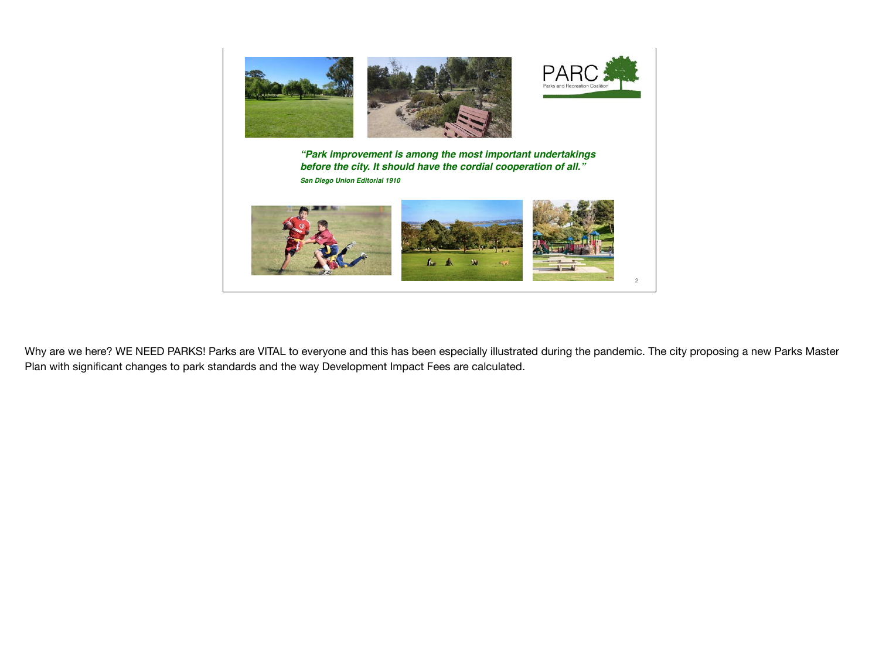PARC

Parks and Recreation Coalition

***"Park improvement is among the most important undertakings before the city. It should have the cordial cooperation of all."***

***San Diego Union Editorial 1910***

Why are we here? WE NEED PARKS! Parks are VITAL to everyone and this has been especially illustrated during the pandemic. The city proposing a new Parks Master Plan with significant changes to park standards and the way Development Impact Fees are calculated.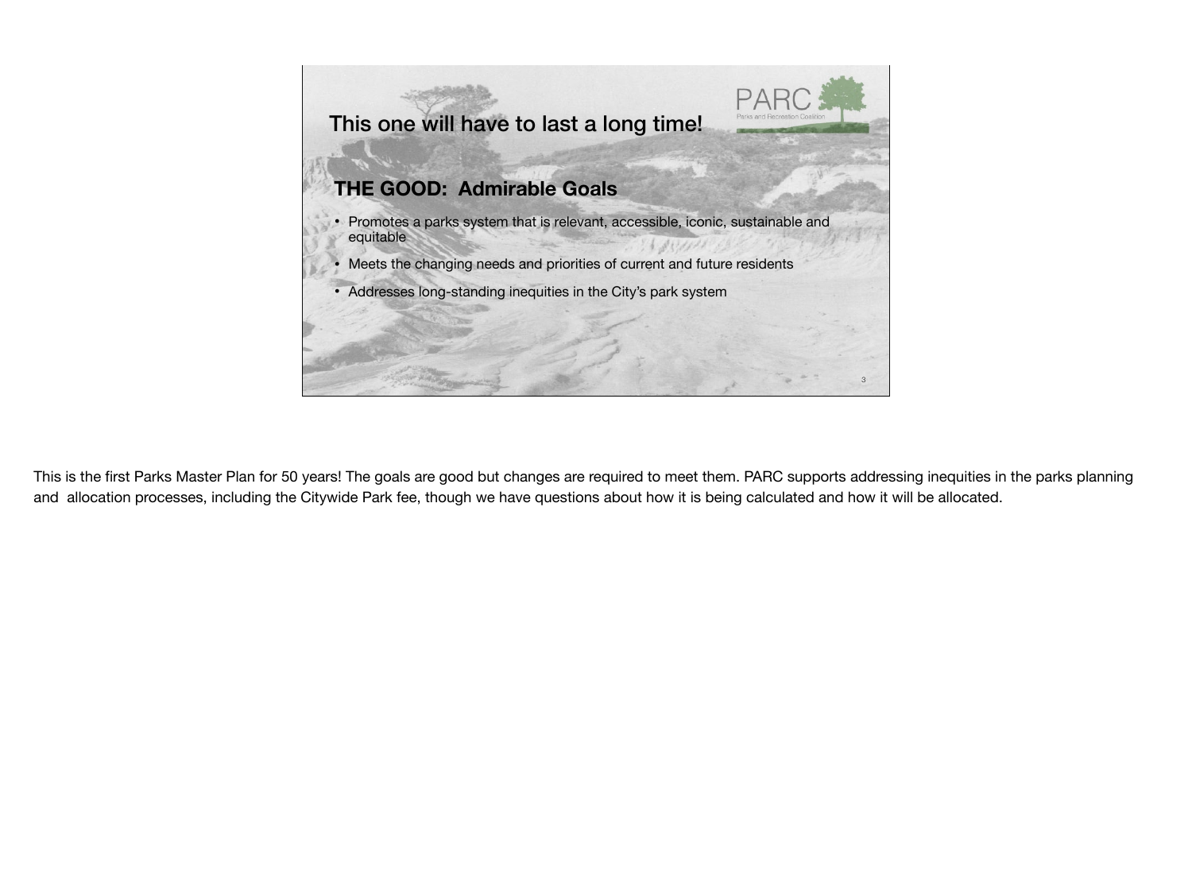## This one will have to last a long time!

### THE GOOD: Admirable Goals

- Promotes a parks system that is relevant, accessible, iconic, sustainable and equitable
- Meets the changing needs and priorities of current and future residents
- Addresses long-standing inequities in the City's park system

This is the first Parks Master Plan for 50 years! The goals are good but changes are required to meet them. PARC supports addressing inequities in the parks planning and allocation processes, including the Citywide Park fee, though we have questions about how it is being calculated and how it will be allocated.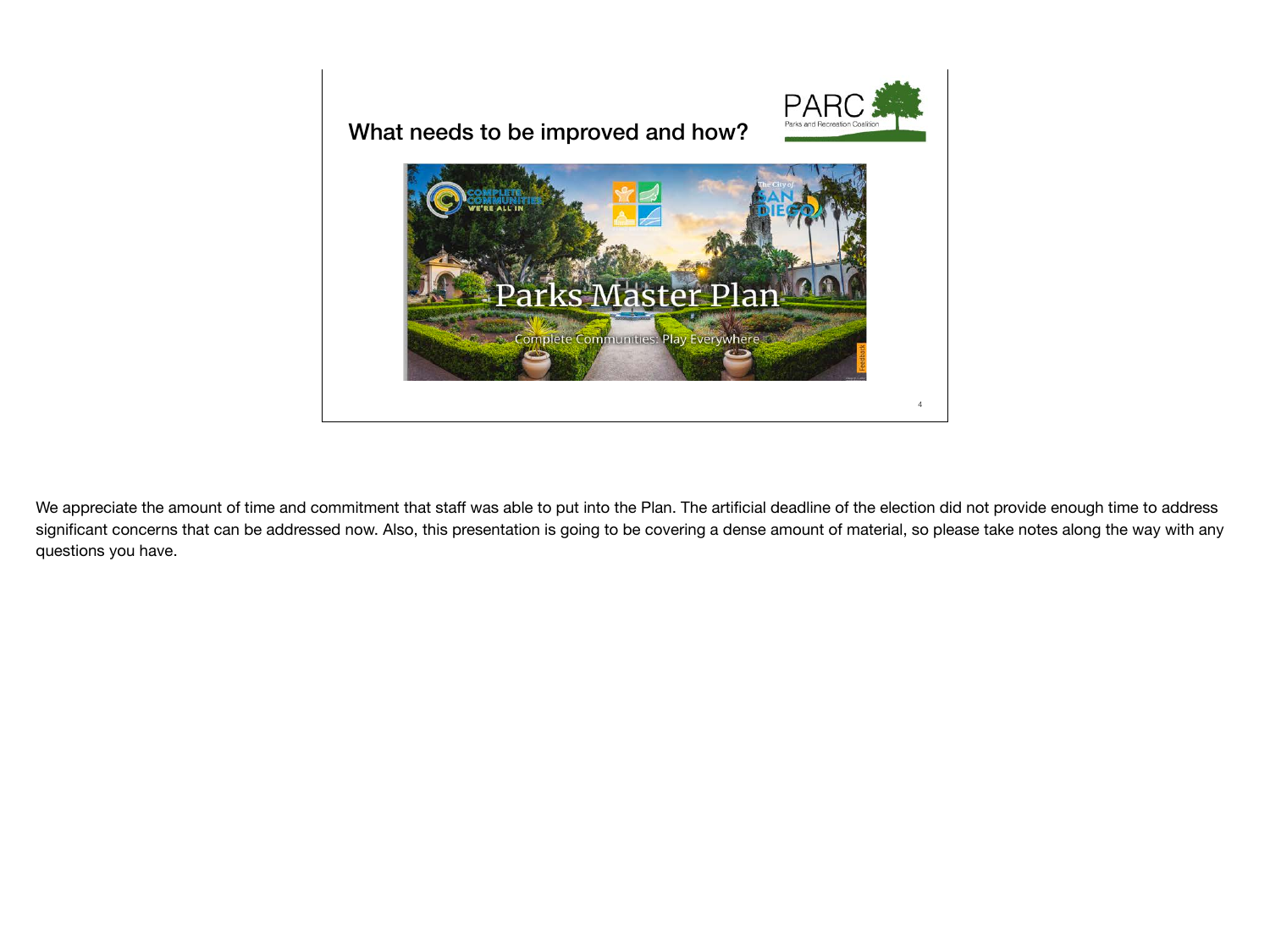## What needs to be improved and how?

PARC
Parks and Recreation Coalition

Parks Master Plan

Complete Communities: Play Everywhere

We appreciate the amount of time and commitment that staff was able to put into the Plan. The artificial deadline of the election did not provide enough time to address significant concerns that can be addressed now. Also, this presentation is going to be covering a dense amount of material, so please take notes along the way with any questions you have.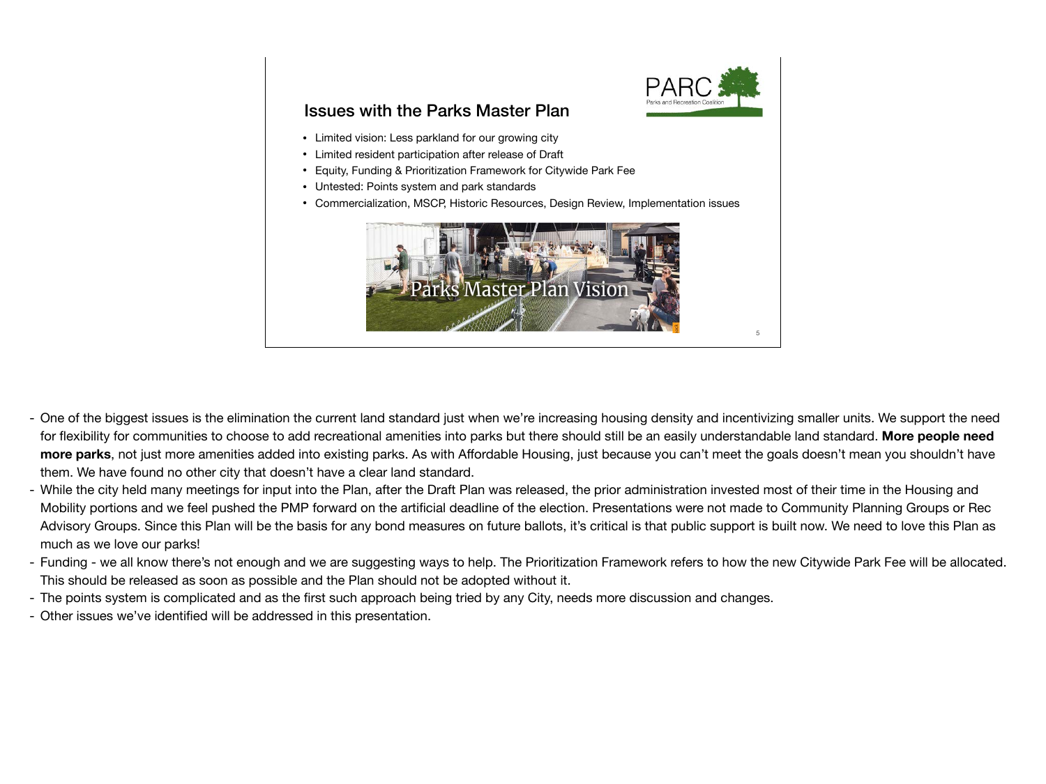## Issues with the Parks Master Plan

PARC
Parks and Recreation Coalition

- Limited vision: Less parkland for our growing city
- Limited resident participation after release of Draft
- Equity, Funding & Prioritization Framework for Citywide Park Fee
- Untested: Points system and park standards
- Commercialization, MSCP, Historic Resources, Design Review, Implementation issues

Parks Master Plan Vision

- One of the biggest issues is the elimination the current land standard just when we're increasing housing density and incentivizing smaller units. We support the need for flexibility for communities to choose to add recreational amenities into parks but there should still be an easily understandable land standard. **More people need more parks**, not just more amenities added into existing parks. As with Affordable Housing, just because you can't meet the goals doesn't mean you shouldn't have them. We have found no other city that doesn't have a clear land standard.
- While the city held many meetings for input into the Plan, after the Draft Plan was released, the prior administration invested most of their time in the Housing and Mobility portions and we feel pushed the PMP forward on the artificial deadline of the election. Presentations were not made to Community Planning Groups or Rec Advisory Groups. Since this Plan will be the basis for any bond measures on future ballots, it's critical is that public support is built now. We need to love this Plan as much as we love our parks!
- Funding - we all know there's not enough and we are suggesting ways to help. The Prioritization Framework refers to how the new Citywide Park Fee will be allocated. This should be released as soon as possible and the Plan should not be adopted without it.
- The points system is complicated and as the first such approach being tried by any City, needs more discussion and changes.
- Other issues we've identified will be addressed in this presentation.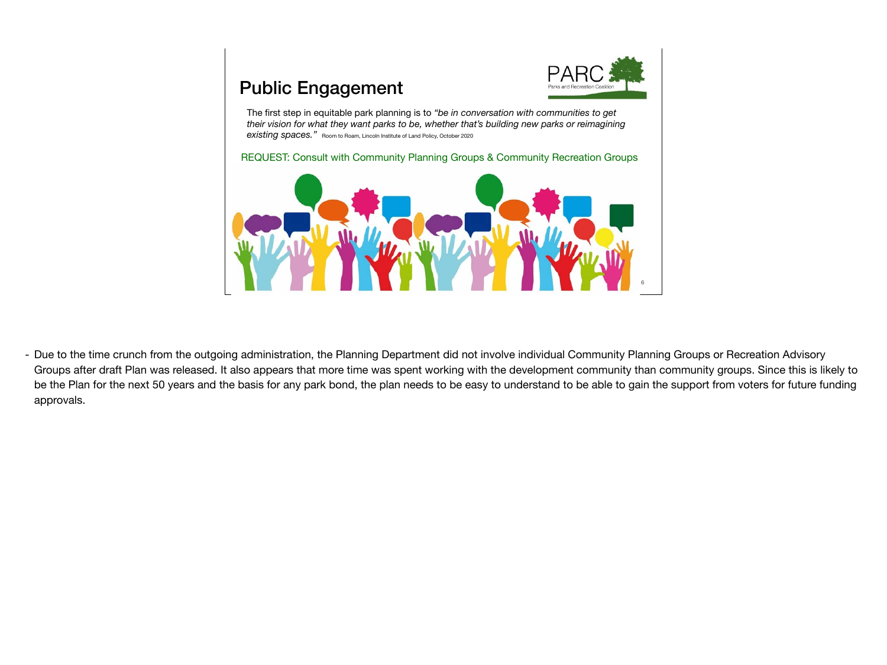## Public Engagement

PARC
Parks and Recreation Coalition

The first step in equitable park planning is to *"be in conversation with communities to get their vision for what they want parks to be, whether that's building new parks or reimagining existing spaces."* Room to Roam, Lincoln Institute of Land Policy, October 2020

REQUEST: Consult with Community Planning Groups & Community Recreation Groups

- Due to the time crunch from the outgoing administration, the Planning Department did not involve individual Community Planning Groups or Recreation Advisory Groups after draft Plan was released. It also appears that more time was spent working with the development community than community groups. Since this is likely to be the Plan for the next 50 years and the basis for any park bond, the plan needs to be easy to understand to be able to gain the support from voters for future funding approvals.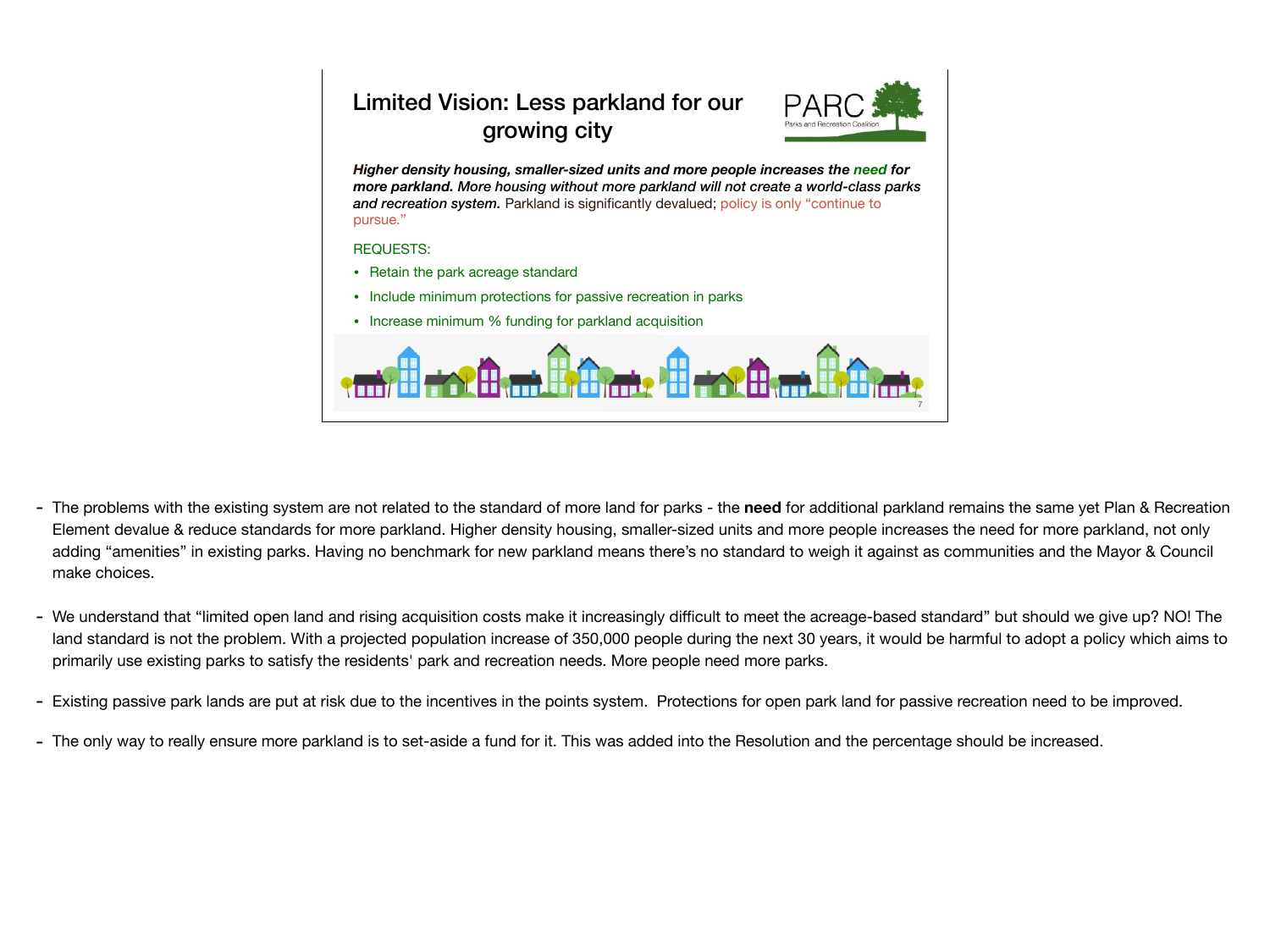## Limited Vision: Less parkland for our growing city

PARC
Parks and Recreation Coalition

***Higher density housing, smaller-sized units and more people increases the need for more parkland. More housing without more parkland will not create a world-class parks and recreation system.*** Parkland is significantly devalued; policy is only "continue to pursue."

REQUESTS:

- Retain the park acreage standard
- Include minimum protections for passive recreation in parks
- Increase minimum % funding for parkland acquisition

- The problems with the existing system are not related to the standard of more land for parks - the **need** for additional parkland remains the same yet Plan & Recreation Element devalue & reduce standards for more parkland. Higher density housing, smaller-sized units and more people increases the need for more parkland, not only adding "amenities" in existing parks. Having no benchmark for new parkland means there's no standard to weigh it against as communities and the Mayor & Council make choices.

- We understand that "limited open land and rising acquisition costs make it increasingly difficult to meet the acreage-based standard" but should we give up? NO! The land standard is not the problem. With a projected population increase of 350,000 people during the next 30 years, it would be harmful to adopt a policy which aims to primarily use existing parks to satisfy the residents' park and recreation needs. More people need more parks.

- Existing passive park lands are put at risk due to the incentives in the points system. Protections for open park land for passive recreation need to be improved.

- The only way to really ensure more parkland is to set-aside a fund for it. This was added into the Resolution and the percentage should be increased.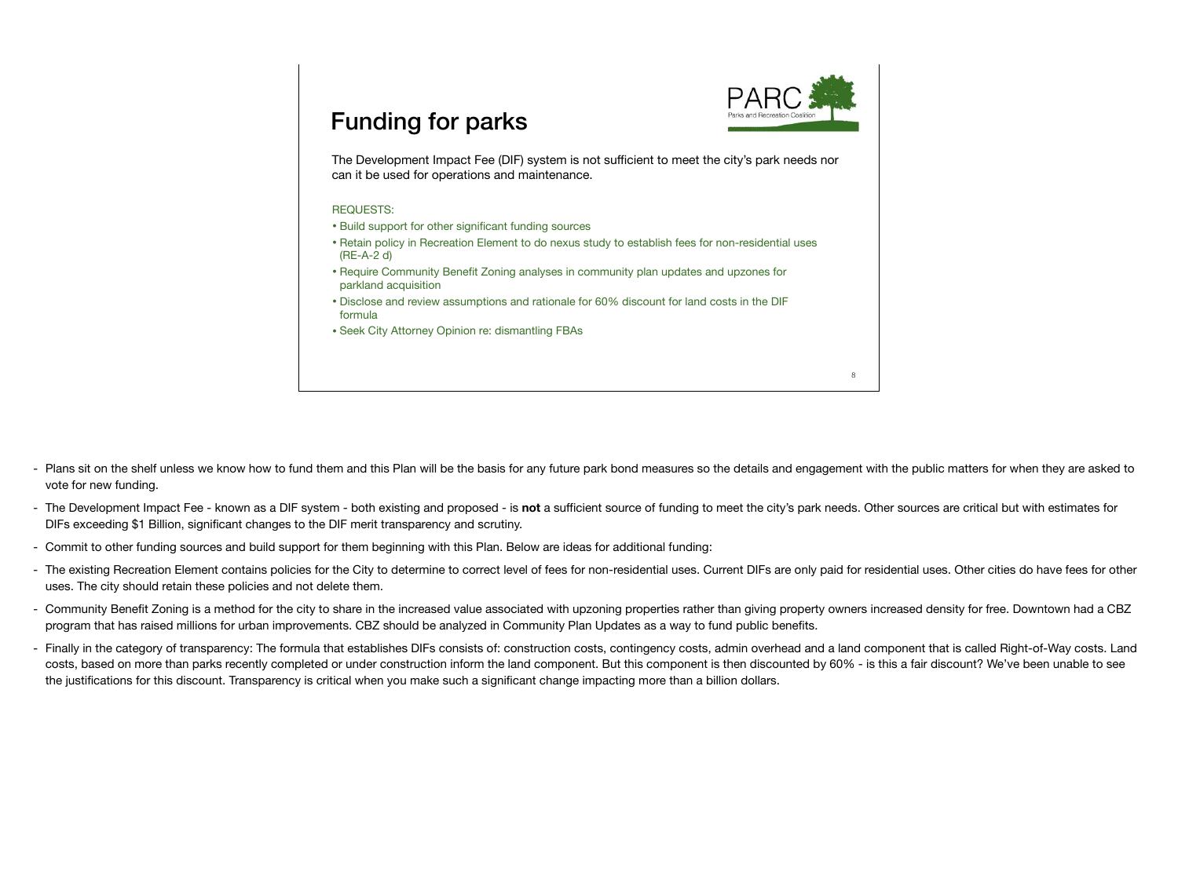## Funding for parks

The Development Impact Fee (DIF) system is not sufficient to meet the city's park needs nor can it be used for operations and maintenance.

REQUESTS:

- Build support for other significant funding sources
- Retain policy in Recreation Element to do nexus study to establish fees for non-residential uses (RE-A-2 d)
- Require Community Benefit Zoning analyses in community plan updates and upzones for parkland acquisition
- Disclose and review assumptions and rationale for 60% discount for land costs in the DIF formula
- Seek City Attorney Opinion re: dismantling FBAs

- Plans sit on the shelf unless we know how to fund them and this Plan will be the basis for any future park bond measures so the details and engagement with the public matters for when they are asked to vote for new funding.
- The Development Impact Fee - known as a DIF system - both existing and proposed - is **not** a sufficient source of funding to meet the city's park needs. Other sources are critical but with estimates for DIFs exceeding $1 Billion, significant changes to the DIF merit transparency and scrutiny.
- Commit to other funding sources and build support for them beginning with this Plan. Below are ideas for additional funding:
- The existing Recreation Element contains policies for the City to determine to correct level of fees for non-residential uses. Current DIFs are only paid for residential uses. Other cities do have fees for other uses. The city should retain these policies and not delete them.
- Community Benefit Zoning is a method for the city to share in the increased value associated with upzoning properties rather than giving property owners increased density for free. Downtown had a CBZ program that has raised millions for urban improvements. CBZ should be analyzed in Community Plan Updates as a way to fund public benefits.
- Finally in the category of transparency: The formula that establishes DIFs consists of: construction costs, contingency costs, admin overhead and a land component that is called Right-of-Way costs. Land costs, based on more than parks recently completed or under construction inform the land component. But this component is then discounted by 60% - is this a fair discount? We've been unable to see the justifications for this discount. Transparency is critical when you make such a significant change impacting more than a billion dollars.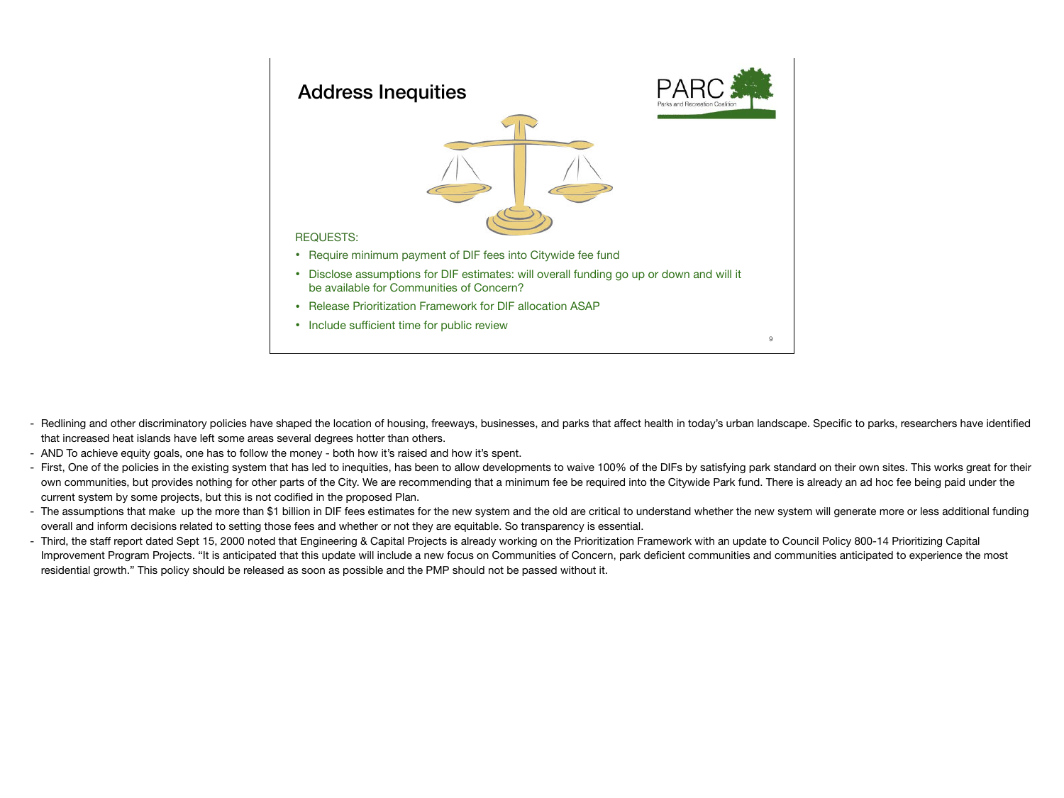## Address Inequities

PARC
Parks and Recreation Coalition

REQUESTS:

- Require minimum payment of DIF fees into Citywide fee fund
- Disclose assumptions for DIF estimates: will overall funding go up or down and will it be available for Communities of Concern?
- Release Prioritization Framework for DIF allocation ASAP
- Include sufficient time for public review

- Redlining and other discriminatory policies have shaped the location of housing, freeways, businesses, and parks that affect health in today's urban landscape. Specific to parks, researchers have identified that increased heat islands have left some areas several degrees hotter than others.
- AND To achieve equity goals, one has to follow the money - both how it's raised and how it's spent.
- First, One of the policies in the existing system that has led to inequities, has been to allow developments to waive 100% of the DIFs by satisfying park standard on their own sites. This works great for their own communities, but provides nothing for other parts of the City. We are recommending that a minimum fee be required into the Citywide Park fund. There is already an ad hoc fee being paid under the current system by some projects, but this is not codified in the proposed Plan.
- The assumptions that make up the more than $1 billion in DIF fees estimates for the new system and the old are critical to understand whether the new system will generate more or less additional funding overall and inform decisions related to setting those fees and whether or not they are equitable. So transparency is essential.
- Third, the staff report dated Sept 15, 2000 noted that Engineering & Capital Projects is already working on the Prioritization Framework with an update to Council Policy 800-14 Prioritizing Capital Improvement Program Projects. "It is anticipated that this update will include a new focus on Communities of Concern, park deficient communities and communities anticipated to experience the most residential growth." This policy should be released as soon as possible and the PMP should not be passed without it.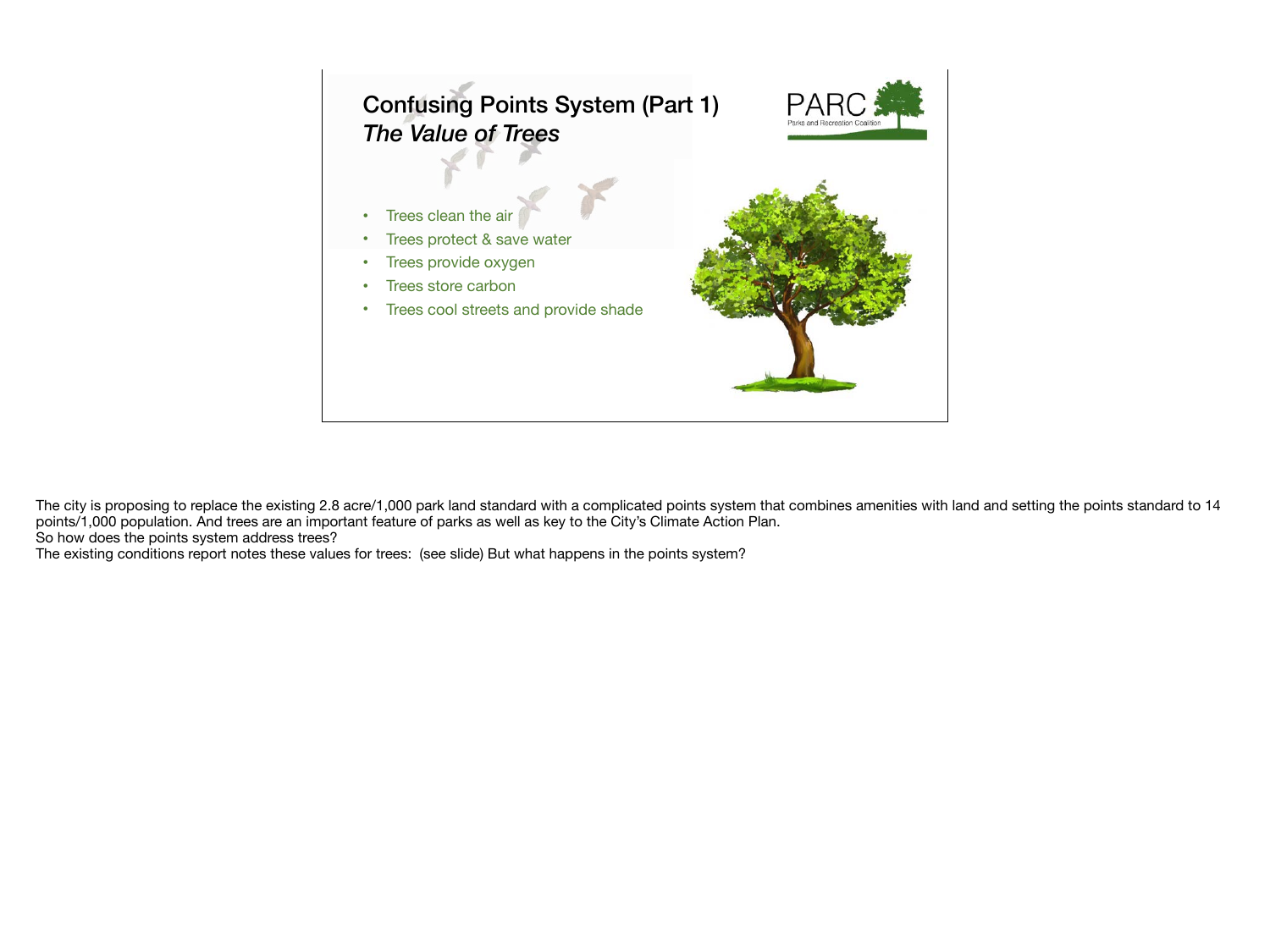## Confusing Points System (Part 1)
### *The Value of Trees*

PARC
Parks and Recreation Coalition

- Trees clean the air
- Trees protect & save water
- Trees provide oxygen
- Trees store carbon
- Trees cool streets and provide shade

The city is proposing to replace the existing 2.8 acre/1,000 park land standard with a complicated points system that combines amenities with land and setting the points standard to 14 points/1,000 population. And trees are an important feature of parks as well as key to the City's Climate Action Plan.
So how does the points system address trees?
The existing conditions report notes these values for trees: (see slide) But what happens in the points system?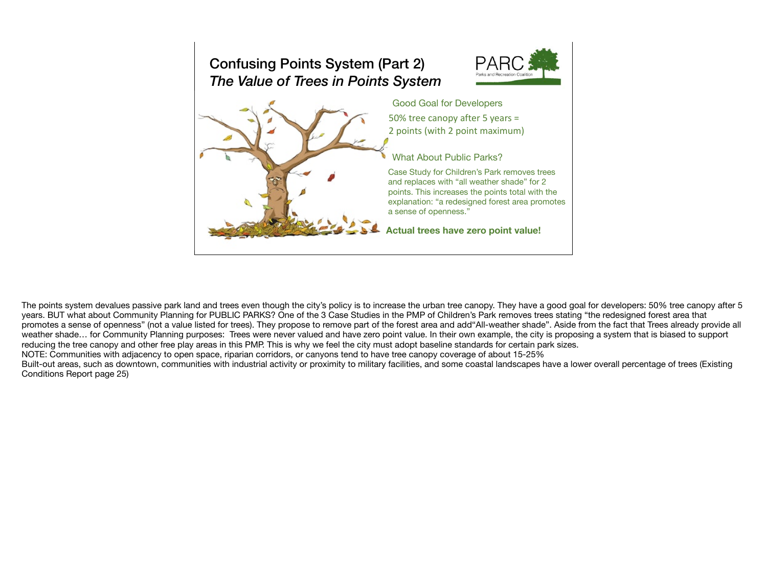## Confusing Points System (Part 2)
## *The Value of Trees in Points System*

PARC
Parks and Recreation Coalition

Good Goal for Developers

50% tree canopy after 5 years = 2 points (with 2 point maximum)

What About Public Parks?

Case Study for Children's Park removes trees and replaces with "all weather shade" for 2 points. This increases the points total with the explanation: "a redesigned forest area promotes a sense of openness."

**Actual trees have zero point value!**

The points system devalues passive park land and trees even though the city's policy is to increase the urban tree canopy. They have a good goal for developers: 50% tree canopy after 5 years. BUT what about Community Planning for PUBLIC PARKS? One of the 3 Case Studies in the PMP of Children's Park removes trees stating "the redesigned forest area that promotes a sense of openness" (not a value listed for trees). They propose to remove part of the forest area and add"All-weather shade". Aside from the fact that Trees already provide all weather shade… for Community Planning purposes: Trees were never valued and have zero point value. In their own example, the city is proposing a system that is biased to support reducing the tree canopy and other free play areas in this PMP. This is why we feel the city must adopt baseline standards for certain park sizes.

NOTE: Communities with adjacency to open space, riparian corridors, or canyons tend to have tree canopy coverage of about 15-25%

Built-out areas, such as downtown, communities with industrial activity or proximity to military facilities, and some coastal landscapes have a lower overall percentage of trees (Existing Conditions Report page 25)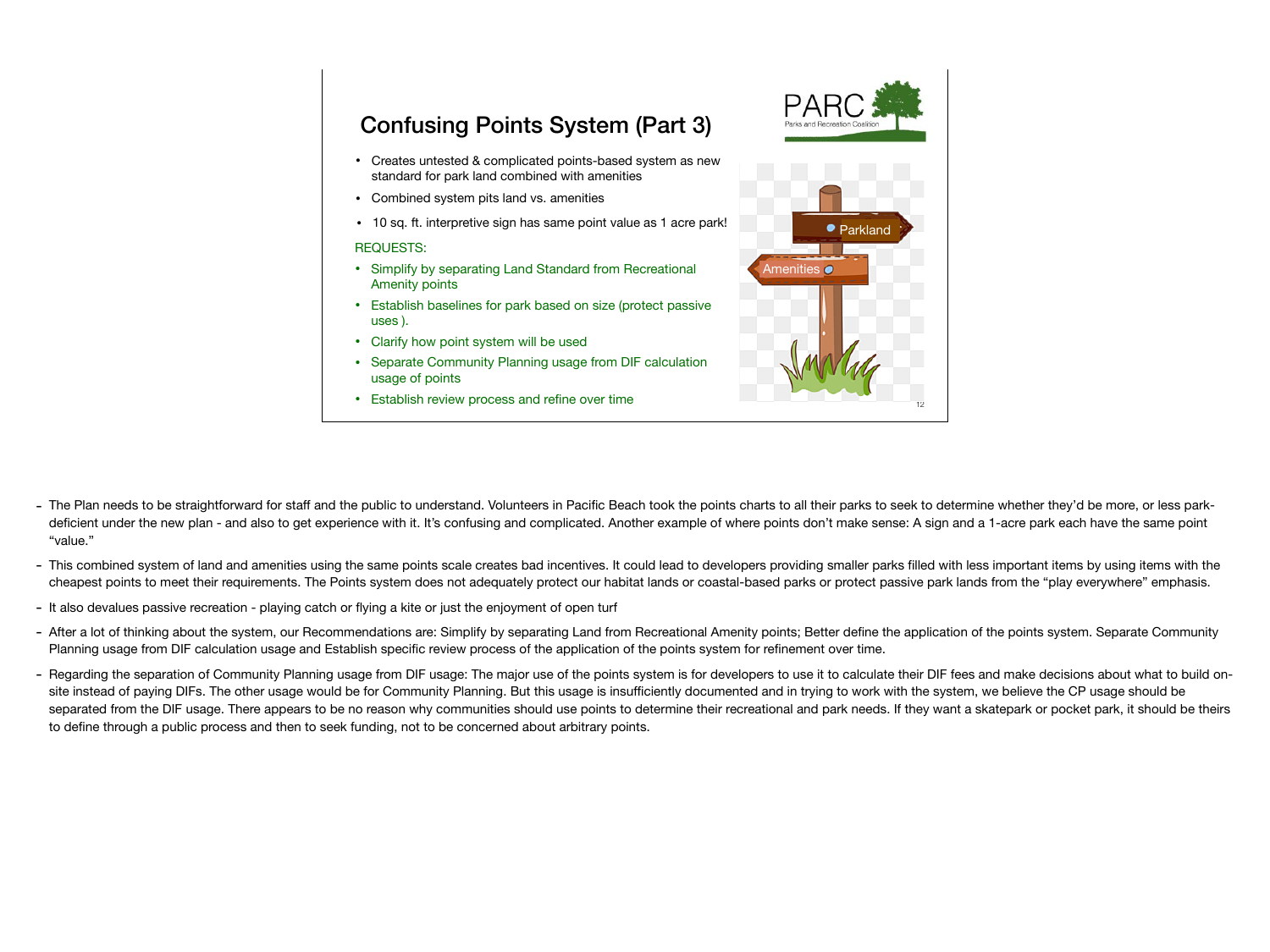## Confusing Points System (Part 3)

- Creates untested & complicated points-based system as new standard for park land combined with amenities
- Combined system pits land vs. amenities
- 10 sq. ft. interpretive sign has same point value as 1 acre park!

REQUESTS:

- Simplify by separating Land Standard from Recreational Amenity points
- Establish baselines for park based on size (protect passive uses ).
- Clarify how point system will be used
- Separate Community Planning usage from DIF calculation usage of points
- Establish review process and refine over time

- The Plan needs to be straightforward for staff and the public to understand. Volunteers in Pacific Beach took the points charts to all their parks to seek to determine whether they'd be more, or less park-deficient under the new plan - and also to get experience with it. It's confusing and complicated. Another example of where points don't make sense: A sign and a 1-acre park each have the same point "value."
- This combined system of land and amenities using the same points scale creates bad incentives. It could lead to developers providing smaller parks filled with less important items by using items with the cheapest points to meet their requirements. The Points system does not adequately protect our habitat lands or coastal-based parks or protect passive park lands from the "play everywhere" emphasis.
- It also devalues passive recreation - playing catch or flying a kite or just the enjoyment of open turf
- After a lot of thinking about the system, our Recommendations are: Simplify by separating Land from Recreational Amenity points; Better define the application of the points system. Separate Community Planning usage from DIF calculation usage and Establish specific review process of the application of the points system for refinement over time.
- Regarding the separation of Community Planning usage from DIF usage: The major use of the points system is for developers to use it to calculate their DIF fees and make decisions about what to build on-site instead of paying DIFs. The other usage would be for Community Planning. But this usage is insufficiently documented and in trying to work with the system, we believe the CP usage should be separated from the DIF usage. There appears to be no reason why communities should use points to determine their recreational and park needs. If they want a skatepark or pocket park, it should be theirs to define through a public process and then to seek funding, not to be concerned about arbitrary points.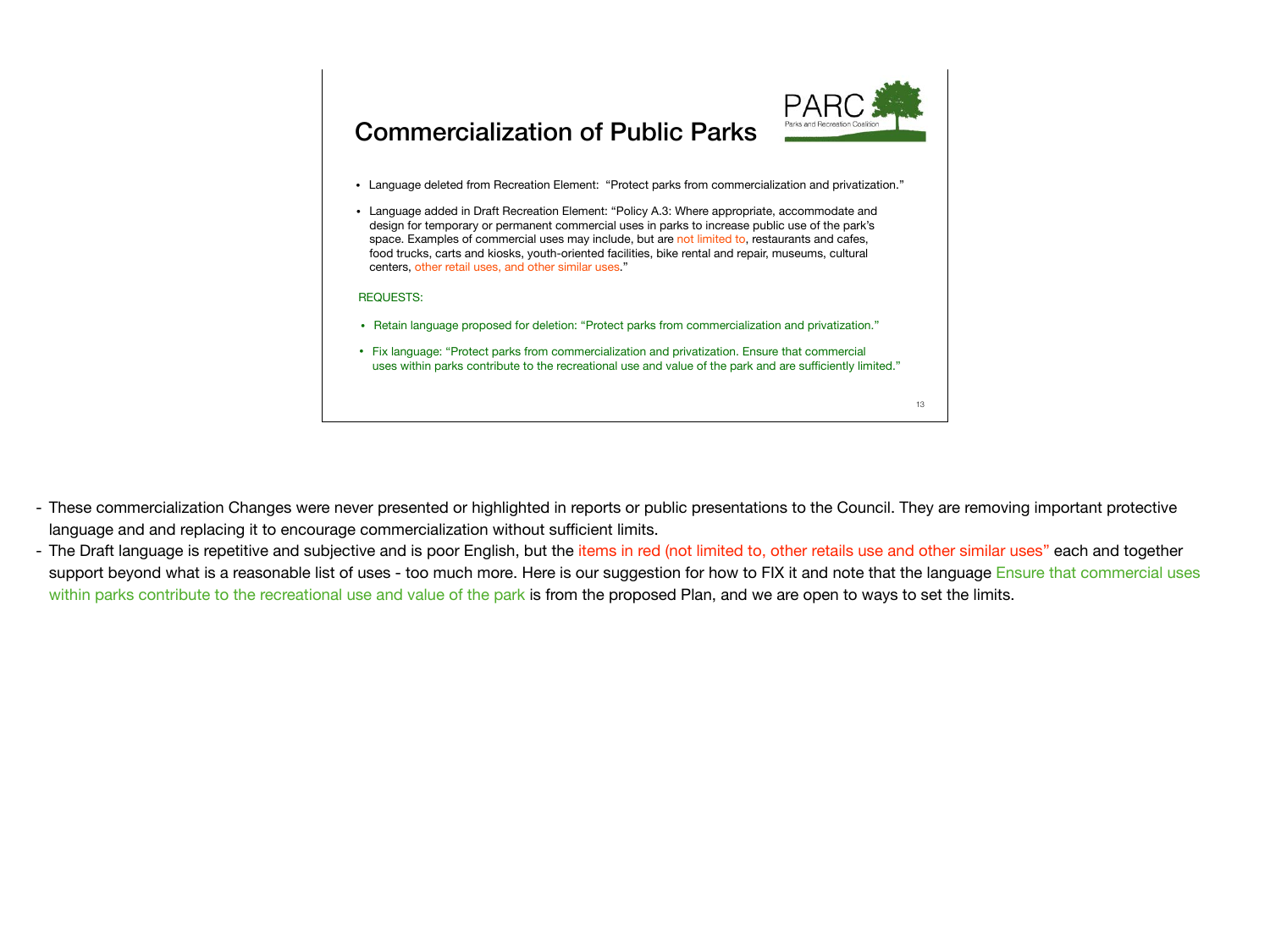## Commercialization of Public Parks

PARC
Parks and Recreation Coalition

- Language deleted from Recreation Element: "Protect parks from commercialization and privatization."
- Language added in Draft Recreation Element: "Policy A.3: Where appropriate, accommodate and design for temporary or permanent commercial uses in parks to increase public use of the park's space. Examples of commercial uses may include, but are not limited to, restaurants and cafes, food trucks, carts and kiosks, youth-oriented facilities, bike rental and repair, museums, cultural centers, other retail uses, and other similar uses."

REQUESTS:

- Retain language proposed for deletion: "Protect parks from commercialization and privatization."
- Fix language: "Protect parks from commercialization and privatization. Ensure that commercial uses within parks contribute to the recreational use and value of the park and are sufficiently limited."

- These commercialization Changes were never presented or highlighted in reports or public presentations to the Council. They are removing important protective language and and replacing it to encourage commercialization without sufficient limits.
- The Draft language is repetitive and subjective and is poor English, but the items in red (not limited to, other retails use and other similar uses" each and together support beyond what is a reasonable list of uses - too much more. Here is our suggestion for how to FIX it and note that the language Ensure that commercial uses within parks contribute to the recreational use and value of the park is from the proposed Plan, and we are open to ways to set the limits.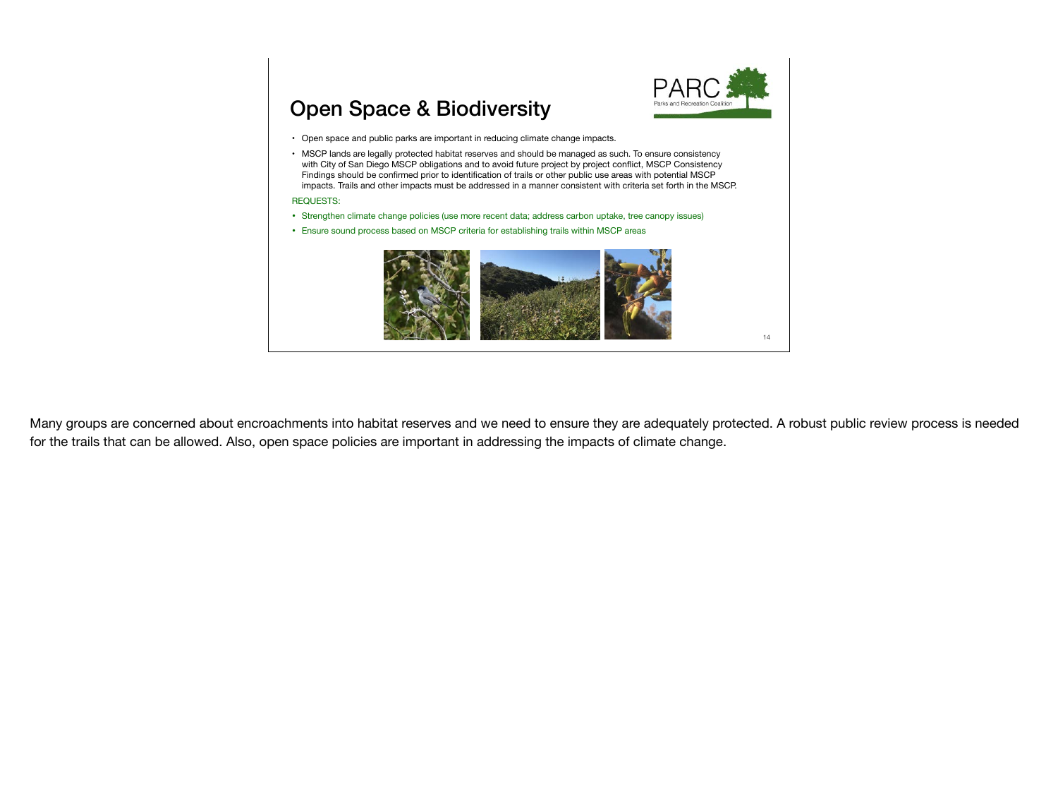## Open Space & Biodiversity

PARC
Parks and Recreation Coalition

- Open space and public parks are important in reducing climate change impacts.
- MSCP lands are legally protected habitat reserves and should be managed as such. To ensure consistency with City of San Diego MSCP obligations and to avoid future project by project conflict, MSCP Consistency Findings should be confirmed prior to identification of trails or other public use areas with potential MSCP impacts. Trails and other impacts must be addressed in a manner consistent with criteria set forth in the MSCP.

REQUESTS:

- Strengthen climate change policies (use more recent data; address carbon uptake, tree canopy issues)
- Ensure sound process based on MSCP criteria for establishing trails within MSCP areas

Many groups are concerned about encroachments into habitat reserves and we need to ensure they are adequately protected. A robust public review process is needed for the trails that can be allowed. Also, open space policies are important in addressing the impacts of climate change.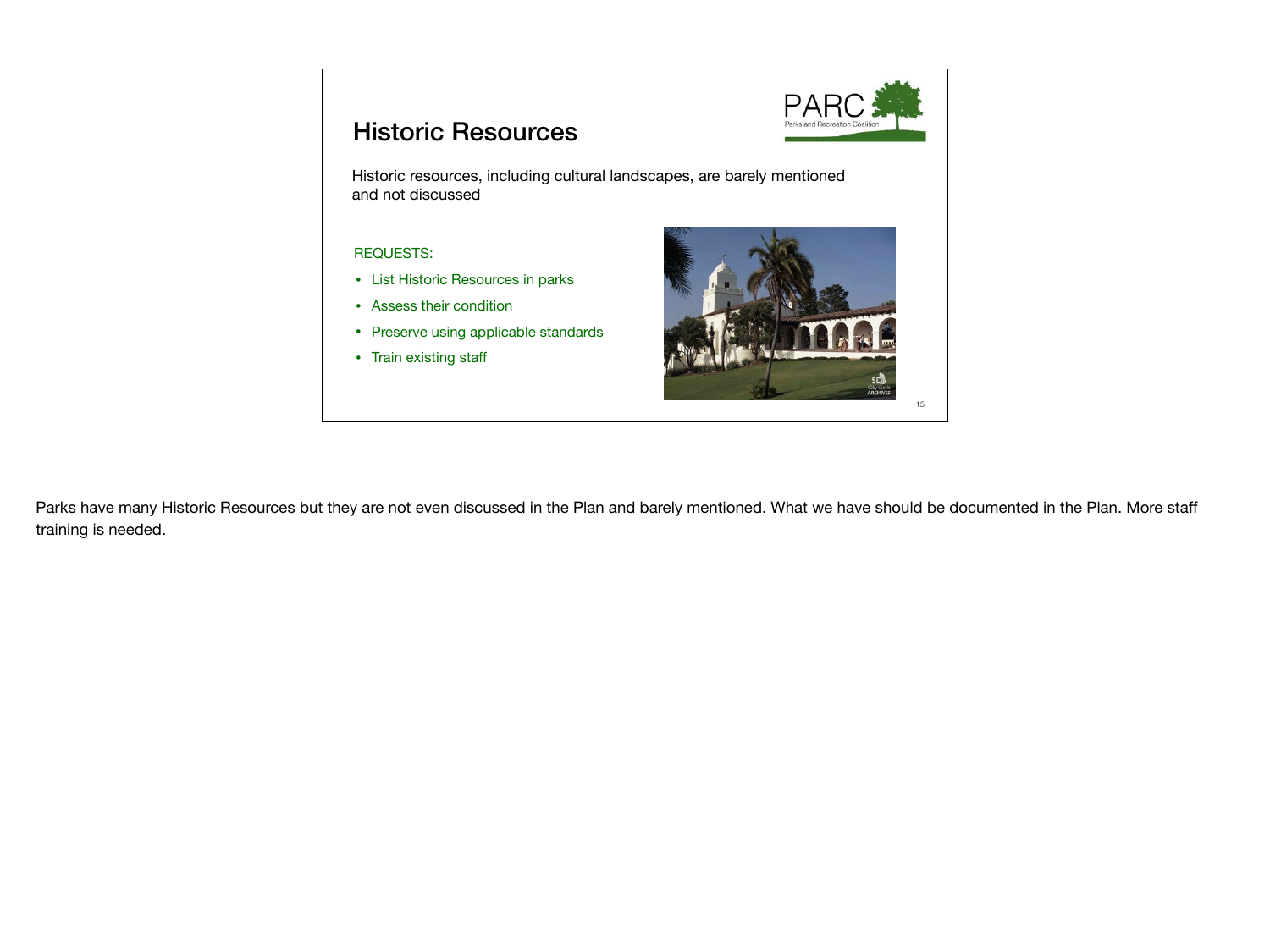## Historic Resources

PARC
Parks and Recreation Coalition

Historic resources, including cultural landscapes, are barely mentioned and not discussed

REQUESTS:

- List Historic Resources in parks
- Assess their condition
- Preserve using applicable standards
- Train existing staff

Parks have many Historic Resources but they are not even discussed in the Plan and barely mentioned. What we have should be documented in the Plan. More staff training is needed.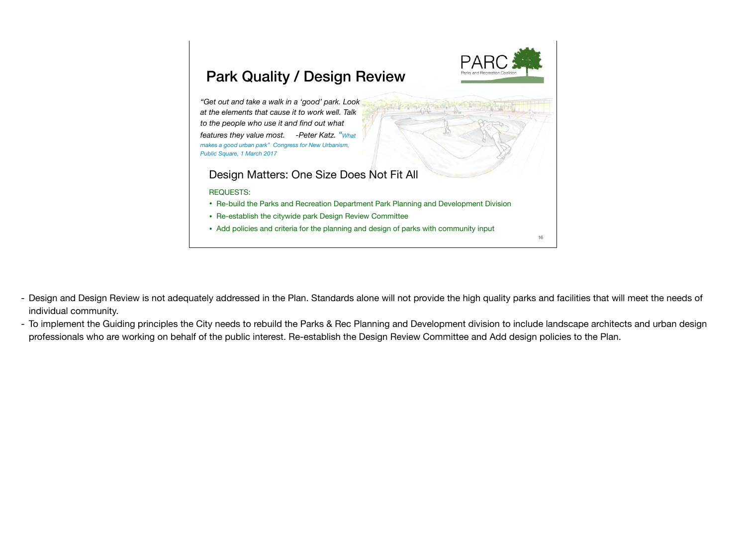## Park Quality / Design Review

PARC
Parks and Recreation Coalition

*"Get out and take a walk in a 'good' park. Look at the elements that cause it to work well. Talk to the people who use it and find out what features they value most. -Peter Katz. "What makes a good urban park" Congress for New Urbanism, Public Square, 1 March 2017*

### Design Matters: One Size Does Not Fit All

REQUESTS:

- Re-build the Parks and Recreation Department Park Planning and Development Division
- Re-establish the citywide park Design Review Committee
- Add policies and criteria for the planning and design of parks with community input

- Design and Design Review is not adequately addressed in the Plan. Standards alone will not provide the high quality parks and facilities that will meet the needs of individual community.
- To implement the Guiding principles the City needs to rebuild the Parks & Rec Planning and Development division to include landscape architects and urban design professionals who are working on behalf of the public interest. Re-establish the Design Review Committee and Add design policies to the Plan.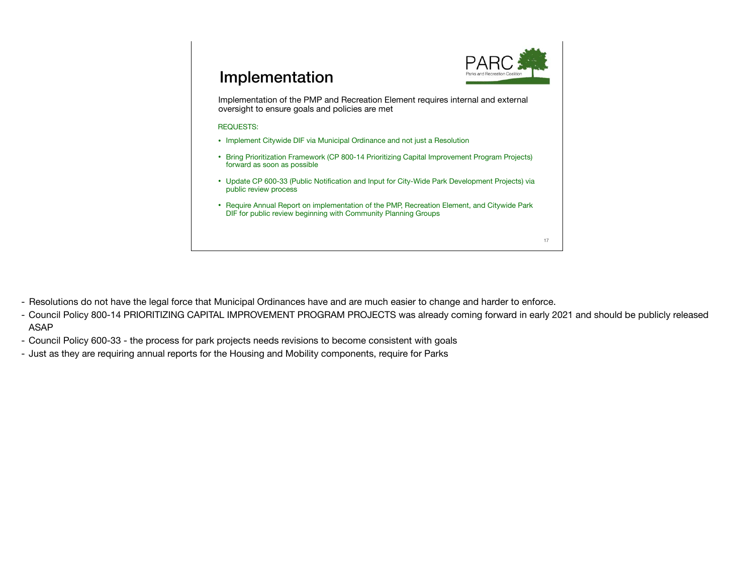# Implementation

PARC
Parks and Recreation Coalition

Implementation of the PMP and Recreation Element requires internal and external oversight to ensure goals and policies are met

REQUESTS:

- Implement Citywide DIF via Municipal Ordinance and not just a Resolution
- Bring Prioritization Framework (CP 800-14 Prioritizing Capital Improvement Program Projects) forward as soon as possible
- Update CP 600-33 (Public Notification and Input for City-Wide Park Development Projects) via public review process
- Require Annual Report on implementation of the PMP, Recreation Element, and Citywide Park DIF for public review beginning with Community Planning Groups

---

- Resolutions do not have the legal force that Municipal Ordinances have and are much easier to change and harder to enforce.
- Council Policy 800-14 PRIORITIZING CAPITAL IMPROVEMENT PROGRAM PROJECTS was already coming forward in early 2021 and should be publicly released ASAP
- Council Policy 600-33 - the process for park projects needs revisions to become consistent with goals
- Just as they are requiring annual reports for the Housing and Mobility components, require for Parks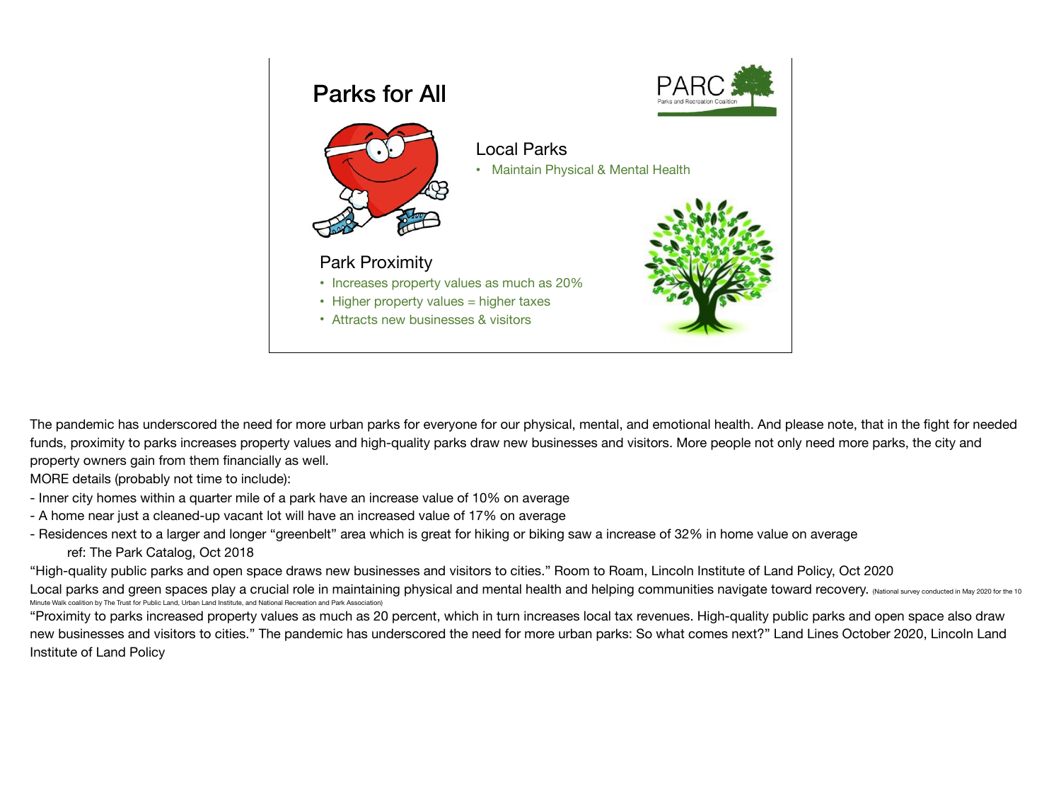## Parks for All

PARC
Parks and Recreation Coalition

### Local Parks

- Maintain Physical & Mental Health

### Park Proximity

- Increases property values as much as 20%
- Higher property values = higher taxes
- Attracts new businesses & visitors

The pandemic has underscored the need for more urban parks for everyone for our physical, mental, and emotional health. And please note, that in the fight for needed funds, proximity to parks increases property values and high-quality parks draw new businesses and visitors. More people not only need more parks, the city and property owners gain from them financially as well.

MORE details (probably not time to include):

- Inner city homes within a quarter mile of a park have an increase value of 10% on average
- A home near just a cleaned-up vacant lot will have an increased value of 17% on average
- Residences next to a larger and longer "greenbelt" area which is great for hiking or biking saw a increase of 32% in home value on average

    ref: The Park Catalog, Oct 2018

"High-quality public parks and open space draws new businesses and visitors to cities." Room to Roam, Lincoln Institute of Land Policy, Oct 2020

Local parks and green spaces play a crucial role in maintaining physical and mental health and helping communities navigate toward recovery. (National survey conducted in May 2020 for the 10 Minute Walk coalition by The Trust for Public Land, Urban Land Institute, and National Recreation and Park Association)

"Proximity to parks increased property values as much as 20 percent, which in turn increases local tax revenues. High-quality public parks and open space also draw new businesses and visitors to cities." The pandemic has underscored the need for more urban parks: So what comes next?" Land Lines October 2020, Lincoln Land Institute of Land Policy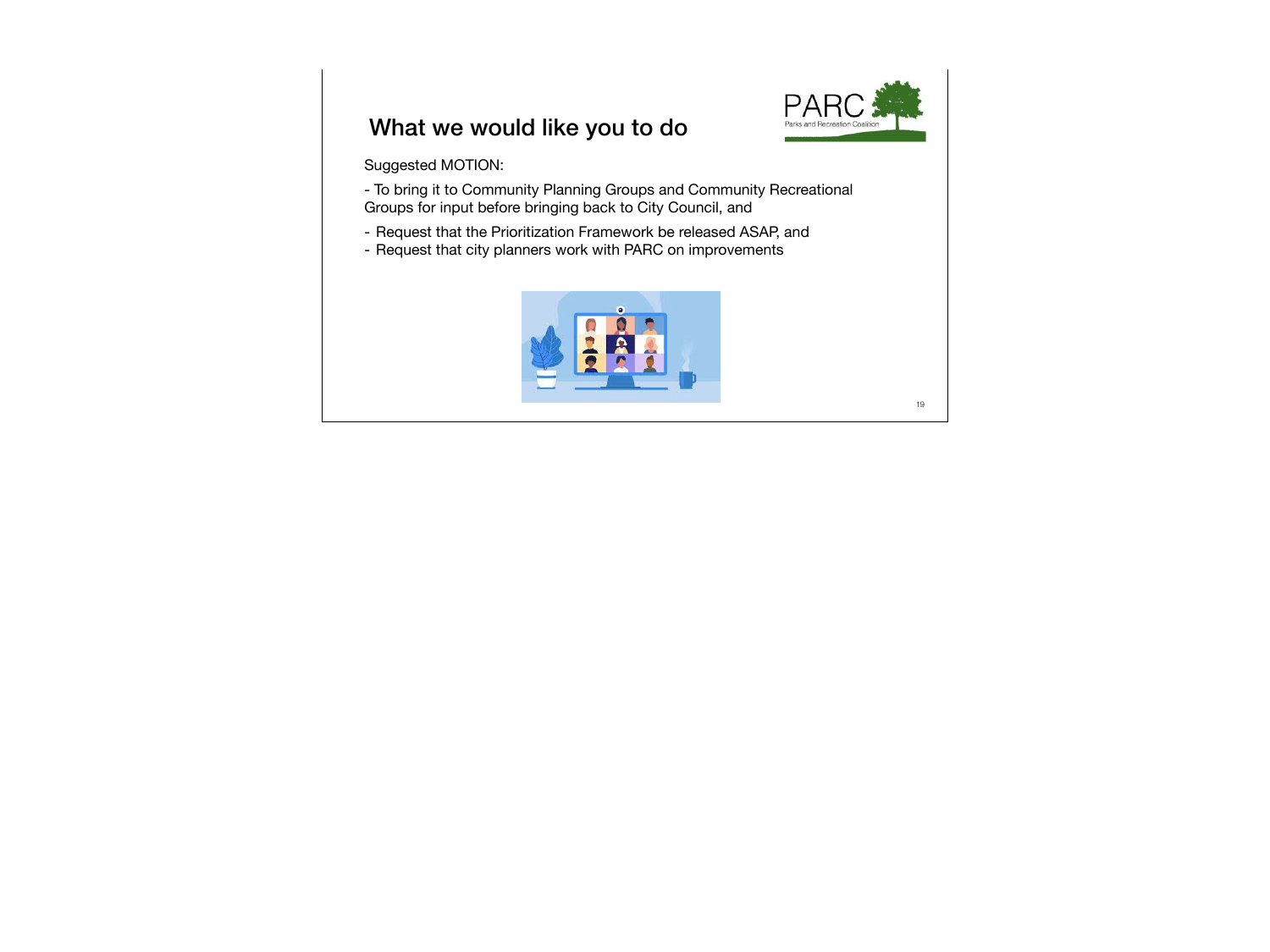## What we would like you to do

Suggested MOTION:

- To bring it to Community Planning Groups and Community Recreational Groups for input before bringing back to City Council, and
- Request that the Prioritization Framework be released ASAP, and
- Request that city planners work with PARC on improvements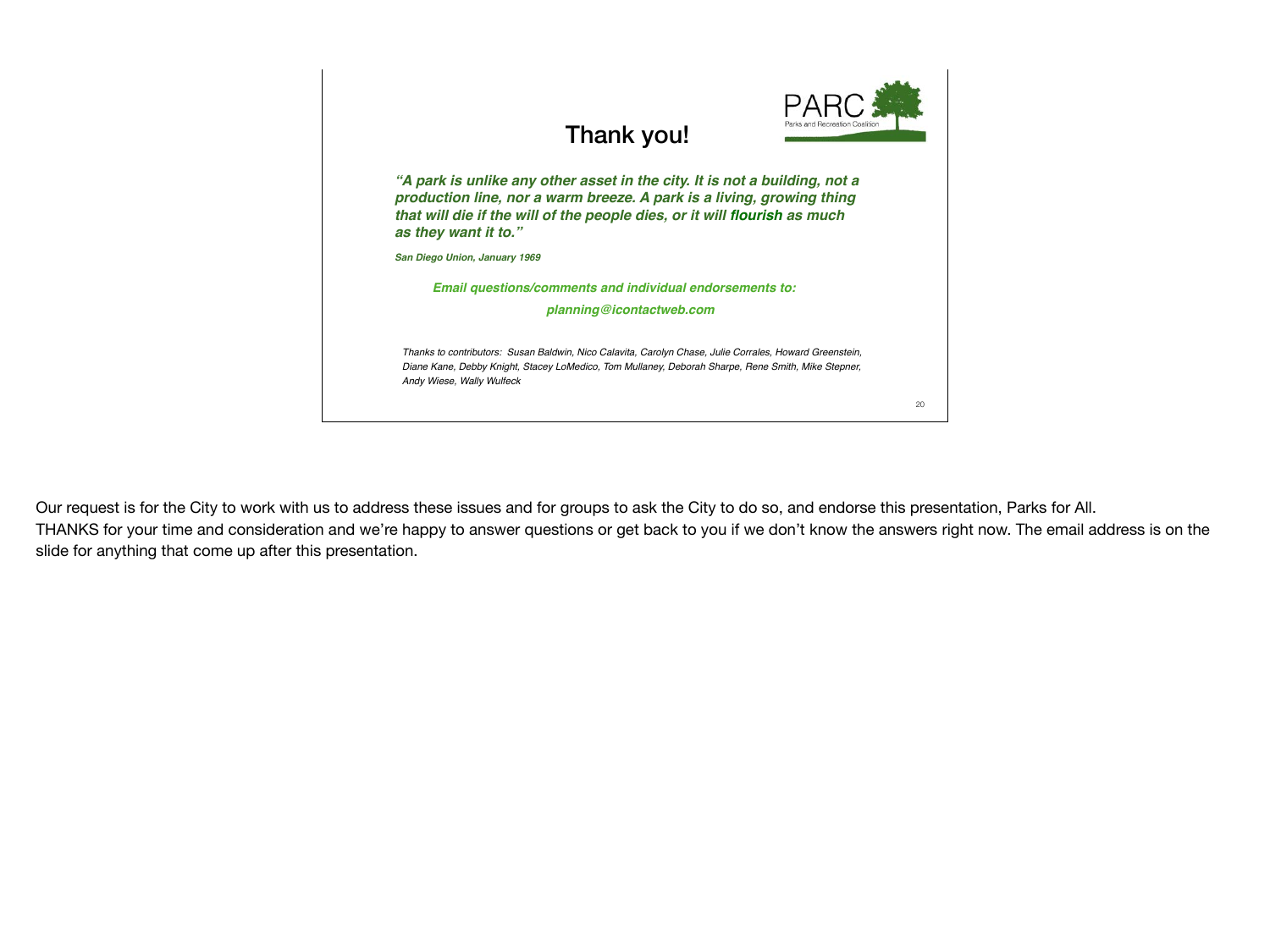PARC
Parks and Recreation Coalition

## Thank you!

***"A park is unlike any other asset in the city. It is not a building, not a production line, nor a warm breeze. A park is a living, growing thing that will die if the will of the people dies, or it will flourish as much as they want it to."***

***San Diego Union, January 1969***

***Email questions/comments and individual endorsements to:***

***planning@icontactweb.com***

*Thanks to contributors: Susan Baldwin, Nico Calavita, Carolyn Chase, Julie Corrales, Howard Greenstein, Diane Kane, Debby Knight, Stacey LoMedico, Tom Mullaney, Deborah Sharpe, Rene Smith, Mike Stepner, Andy Wiese, Wally Wulfeck*

Our request is for the City to work with us to address these issues and for groups to ask the City to do so, and endorse this presentation, Parks for All.

THANKS for your time and consideration and we're happy to answer questions or get back to you if we don't know the answers right now. The email address is on the slide for anything that come up after this presentation.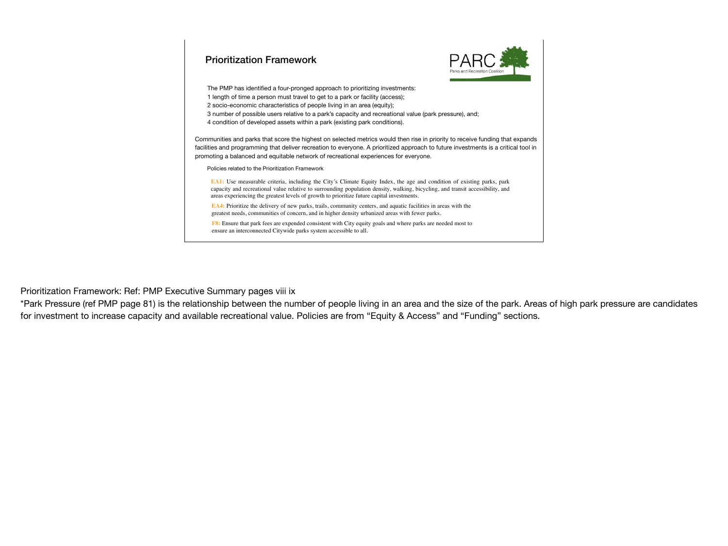## Prioritization Framework

PARC
Parks and Recreation Coalition

The PMP has identified a four-pronged approach to prioritizing investments:

1 length of time a person must travel to get to a park or facility (access);
2 socio-economic characteristics of people living in an area (equity);
3 number of possible users relative to a park's capacity and recreational value (park pressure), and;
4 condition of developed assets within a park (existing park conditions).

Communities and parks that score the highest on selected metrics would then rise in priority to receive funding that expands facilities and programming that deliver recreation to everyone. A prioritized approach to future investments is a critical tool in promoting a balanced and equitable network of recreational experiences for everyone.

Policies related to the Prioritization Framework

**EA1:** Use measurable criteria, including the City's Climate Equity Index, the age and condition of existing parks, park capacity and recreational value relative to surrounding population density, walking, bicycling, and transit accessibility, and areas experiencing the greatest levels of growth to prioritize future capital investments.

**EA4:** Prioritize the delivery of new parks, trails, community centers, and aquatic facilities in areas with the greatest needs, communities of concern, and in higher density urbanized areas with fewer parks.

**F8:** Ensure that park fees are expended consistent with City equity goals and where parks are needed most to ensure an interconnected Citywide parks system accessible to all.

Prioritization Framework: Ref: PMP Executive Summary pages viii ix

*Park Pressure (ref PMP page 81) is the relationship between the number of people living in an area and the size of the park. Areas of high park pressure are candidates for investment to increase capacity and available recreational value. Policies are from "Equity & Access" and "Funding" sections.